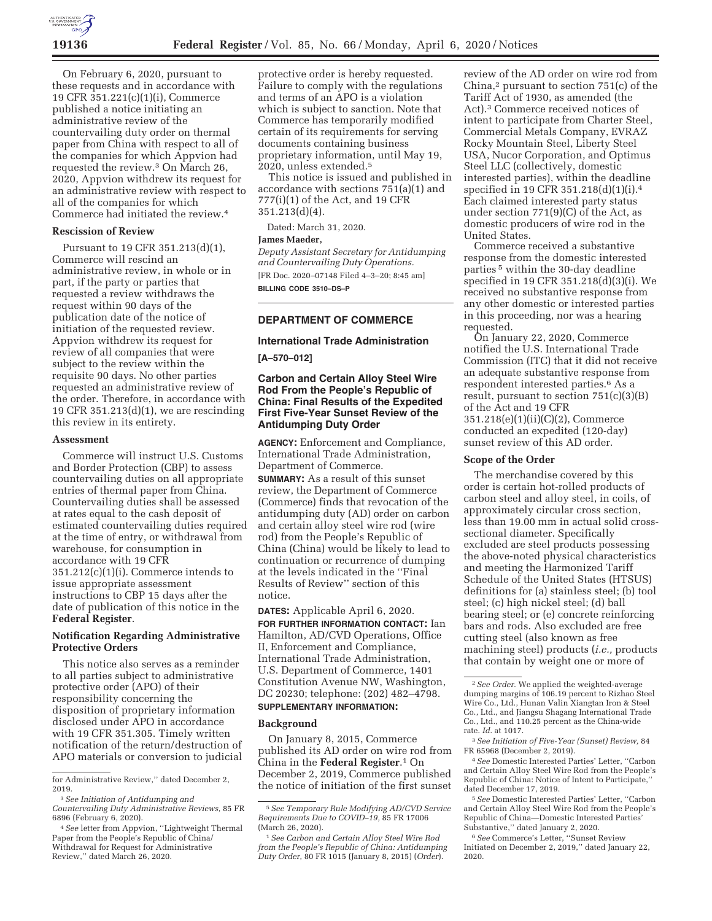On February 6, 2020, pursuant to these requests and in accordance with 19 CFR 351.221(c)(1)(i), Commerce published a notice initiating an administrative review of the countervailing duty order on thermal paper from China with respect to all of the companies for which Appvion had requested the review.[3] On March 26, 2020, Appvion withdrew its request for an administrative review with respect to all of the companies for which Commerce had initiated the review.[4]

### Rescission of Review

Pursuant to 19 CFR 351.213(d)(1), Commerce will rescind an administrative review, in whole or in part, if the party or parties that requested a review withdraws the request within 90 days of the publication date of the notice of initiation of the requested review. Appvion withdrew its request for review of all companies that were subject to the review within the requisite 90 days. No other parties requested an administrative review of the order. Therefore, in accordance with 19 CFR 351.213(d)(1), we are rescinding this review in its entirety.

### Assessment

Commerce will instruct U.S. Customs and Border Protection (CBP) to assess countervailing duties on all appropriate entries of thermal paper from China. Countervailing duties shall be assessed at rates equal to the cash deposit of estimated countervailing duties required at the time of entry, or withdrawal from warehouse, for consumption in accordance with 19 CFR 351.212(c)(1)(i). Commerce intends to issue appropriate assessment instructions to CBP 15 days after the date of publication of this notice in the **Federal Register**.

### Notification Regarding Administrative Protective Orders

This notice also serves as a reminder to all parties subject to administrative protective order (APO) of their responsibility concerning the disposition of proprietary information disclosed under APO in accordance with 19 CFR 351.305. Timely written notification of the return/destruction of APO materials or conversion to judicial protective order is hereby requested. Failure to comply with the regulations and terms of an APO is a violation which is subject to sanction. Note that Commerce has temporarily modified certain of its requirements for serving documents containing business proprietary information, until May 19, 2020, unless extended.[5]

This notice is issued and published in accordance with sections 751(a)(1) and 777(i)(1) of the Act, and 19 CFR 351.213(d)(4).

Dated: March 31, 2020.

**James Maeder,**

*Deputy Assistant Secretary for Antidumping and Countervailing Duty Operations.*

[FR Doc. 2020–07148 Filed 4–3–20; 8:45 am]

**BILLING CODE 3510–DS–P**

for Administrative Review,'' dated December 2, 2019.

[3] *See Initiation of Antidumping and Countervailing Duty Administrative Reviews,* 85 FR 6896 (February 6, 2020).

[4] *See* letter from Appvion, ''Lightweight Thermal Paper from the People's Republic of China/ Withdrawal for Request for Administrative Review,'' dated March 26, 2020.

[5] *See Temporary Rule Modifying AD/CVD Service Requirements Due to COVID–19,* 85 FR 17006 (March 26, 2020).

---

## DEPARTMENT OF COMMERCE

### International Trade Administration

**[A–570–012]**

### Carbon and Certain Alloy Steel Wire Rod From the People's Republic of China: Final Results of the Expedited First Five-Year Sunset Review of the Antidumping Duty Order

**AGENCY:** Enforcement and Compliance, International Trade Administration, Department of Commerce.

**SUMMARY:** As a result of this sunset review, the Department of Commerce (Commerce) finds that revocation of the antidumping duty (AD) order on carbon and certain alloy steel wire rod (wire rod) from the People's Republic of China (China) would be likely to lead to continuation or recurrence of dumping at the levels indicated in the ''Final Results of Review'' section of this notice.

**DATES:** Applicable April 6, 2020.

**FOR FURTHER INFORMATION CONTACT:** Ian Hamilton, AD/CVD Operations, Office II, Enforcement and Compliance, International Trade Administration, U.S. Department of Commerce, 1401 Constitution Avenue NW, Washington, DC 20230; telephone: (202) 482–4798.

**SUPPLEMENTARY INFORMATION:**

### Background

On January 8, 2015, Commerce published its AD order on wire rod from China in the **Federal Register**.[1] On December 2, 2019, Commerce published the notice of initiation of the first sunset review of the AD order on wire rod from China,[2] pursuant to section 751(c) of the Tariff Act of 1930, as amended (the Act).[3] Commerce received notices of intent to participate from Charter Steel, Commercial Metals Company, EVRAZ Rocky Mountain Steel, Liberty Steel USA, Nucor Corporation, and Optimus Steel LLC (collectively, domestic interested parties), within the deadline specified in 19 CFR 351.218(d)(1)(i).[4] Each claimed interested party status under section 771(9)(C) of the Act, as domestic producers of wire rod in the United States.

Commerce received a substantive response from the domestic interested parties[5] within the 30-day deadline specified in 19 CFR 351.218(d)(3)(i). We received no substantive response from any other domestic or interested parties in this proceeding, nor was a hearing requested.

On January 22, 2020, Commerce notified the U.S. International Trade Commission (ITC) that it did not receive an adequate substantive response from respondent interested parties.[6] As a result, pursuant to section 751(c)(3)(B) of the Act and 19 CFR 351.218(e)(1)(ii)(C)(2), Commerce conducted an expedited (120-day) sunset review of this AD order.

### Scope of the Order

The merchandise covered by this order is certain hot-rolled products of carbon steel and alloy steel, in coils, of approximately circular cross section, less than 19.00 mm in actual solid cross-sectional diameter. Specifically excluded are steel products possessing the above-noted physical characteristics and meeting the Harmonized Tariff Schedule of the United States (HTSUS) definitions for (a) stainless steel; (b) tool steel; (c) high nickel steel; (d) ball bearing steel; or (e) concrete reinforcing bars and rods. Also excluded are free cutting steel (also known as free machining steel) products (*i.e.,* products that contain by weight one or more of

[1] *See Carbon and Certain Alloy Steel Wire Rod from the People's Republic of China: Antidumping Duty Order,* 80 FR 1015 (January 8, 2015) (*Order*).

[2] *See Order.* We applied the weighted-average dumping margins of 106.19 percent to Rizhao Steel Wire Co., Ltd., Hunan Valin Xiangtan Iron & Steel Co., Ltd., and Jiangsu Shagang International Trade Co., Ltd., and 110.25 percent as the China-wide rate. *Id.* at 1017.

[3] *See Initiation of Five-Year (Sunset) Review,* 84 FR 65968 (December 2, 2019).

[4] *See* Domestic Interested Parties' Letter, ''Carbon and Certain Alloy Steel Wire Rod from the People's Republic of China: Notice of Intent to Participate,'' dated December 17, 2019.

[5] *See* Domestic Interested Parties' Letter, ''Carbon and Certain Alloy Steel Wire Rod from the People's Republic of China—Domestic Interested Parties' Substantive,'' dated January 2, 2020.

[6] *See* Commerce's Letter, ''Sunset Review Initiated on December 2, 2019,'' dated January 22, 2020.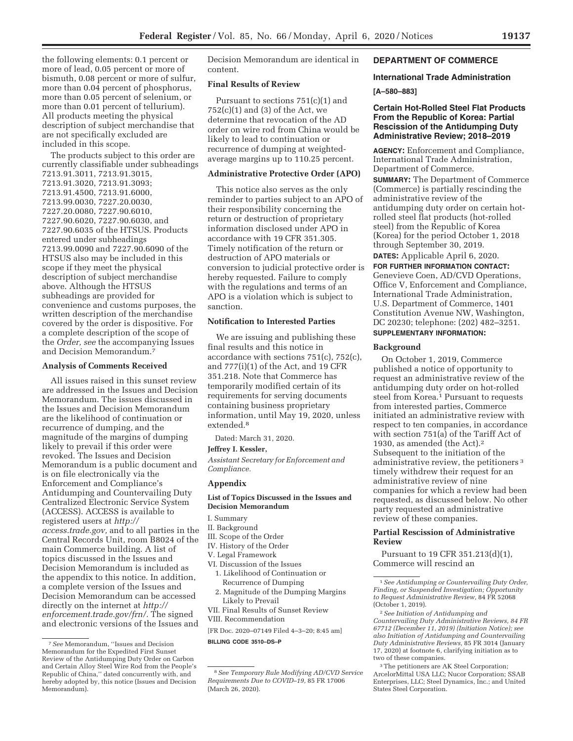the following elements: 0.1 percent or more of lead, 0.05 percent or more of bismuth, 0.08 percent or more of sulfur, more than 0.04 percent of phosphorus, more than 0.05 percent of selenium, or more than 0.01 percent of tellurium). All products meeting the physical description of subject merchandise that are not specifically excluded are included in this scope.

The products subject to this order are currently classifiable under subheadings 7213.91.3011, 7213.91.3015, 7213.91.3020, 7213.91.3093; 7213.91.4500, 7213.91.6000, 7213.99.0030, 7227.20.0030, 7227.20.0080, 7227.90.6010, 7227.90.6020, 7227.90.6030, and 7227.90.6035 of the HTSUS. Products entered under subheadings 7213.99.0090 and 7227.90.6090 of the HTSUS also may be included in this scope if they meet the physical description of subject merchandise above. Although the HTSUS subheadings are provided for convenience and customs purposes, the written description of the merchandise covered by the order is dispositive. For a complete description of the scope of the *Order, see* the accompanying Issues and Decision Memorandum.[7]

### Analysis of Comments Received

All issues raised in this sunset review are addressed in the Issues and Decision Memorandum. The issues discussed in the Issues and Decision Memorandum are the likelihood of continuation or recurrence of dumping, and the magnitude of the margins of dumping likely to prevail if this order were revoked. The Issues and Decision Memorandum is a public document and is on file electronically via the Enforcement and Compliance's Antidumping and Countervailing Duty Centralized Electronic Service System (ACCESS). ACCESS is available to registered users at *http://access.trade.gov,* and to all parties in the Central Records Unit, room B8024 of the main Commerce building. A list of topics discussed in the Issues and Decision Memorandum is included as the appendix to this notice. In addition, a complete version of the Issues and Decision Memorandum can be accessed directly on the internet at *http://enforcement.trade.gov/frn/.* The signed and electronic versions of the Issues and Decision Memorandum are identical in content.

### Final Results of Review

Pursuant to sections 751(c)(1) and 752(c)(1) and (3) of the Act, we determine that revocation of the AD order on wire rod from China would be likely to lead to continuation or recurrence of dumping at weighted-average margins up to 110.25 percent.

### Administrative Protective Order (APO)

This notice also serves as the only reminder to parties subject to an APO of their responsibility concerning the return or destruction of proprietary information disclosed under APO in accordance with 19 CFR 351.305. Timely notification of the return or destruction of APO materials or conversion to judicial protective order is hereby requested. Failure to comply with the regulations and terms of an APO is a violation which is subject to sanction.

### Notification to Interested Parties

We are issuing and publishing these final results and this notice in accordance with sections 751(c), 752(c), and 777(i)(1) of the Act, and 19 CFR 351.218. Note that Commerce has temporarily modified certain of its requirements for serving documents containing business proprietary information, until May 19, 2020, unless extended.[8]

Dated: March 31, 2020.

**Jeffrey I. Kessler,**

*Assistant Secretary for Enforcement and Compliance.*

### Appendix

#### List of Topics Discussed in the Issues and Decision Memorandum

I. Summary
II. Background
III. Scope of the Order
IV. History of the Order
V. Legal Framework
VI. Discussion of the Issues
 1. Likelihood of Continuation or Recurrence of Dumping
 2. Magnitude of the Dumping Margins Likely to Prevail
VII. Final Results of Sunset Review
VIII. Recommendation

[FR Doc. 2020–07149 Filed 4–3–20; 8:45 am]

**BILLING CODE 3510–DS–P**

[7] *See* Memorandum, "Issues and Decision Memorandum for the Expedited First Sunset Review of the Antidumping Duty Order on Carbon and Certain Alloy Steel Wire Rod from the People's Republic of China," dated concurrently with, and hereby adopted by, this notice (Issues and Decision Memorandum).

[8] *See Temporary Rule Modifying AD/CVD Service Requirements Due to COVID–19,* 85 FR 17006 (March 26, 2020).

## DEPARTMENT OF COMMERCE

### International Trade Administration

**[A–580–883]**

### Certain Hot-Rolled Steel Flat Products From the Republic of Korea: Partial Rescission of the Antidumping Duty Administrative Review; 2018–2019

**AGENCY:** Enforcement and Compliance, International Trade Administration, Department of Commerce.

**SUMMARY:** The Department of Commerce (Commerce) is partially rescinding the administrative review of the antidumping duty order on certain hot-rolled steel flat products (hot-rolled steel) from the Republic of Korea (Korea) for the period October 1, 2018 through September 30, 2019.

**DATES:** Applicable April 6, 2020.

**FOR FURTHER INFORMATION CONTACT:** Genevieve Coen, AD/CVD Operations, Office V, Enforcement and Compliance, International Trade Administration, U.S. Department of Commerce, 1401 Constitution Avenue NW, Washington, DC 20230; telephone: (202) 482–3251.

**SUPPLEMENTARY INFORMATION:**

### Background

On October 1, 2019, Commerce published a notice of opportunity to request an administrative review of the antidumping duty order on hot-rolled steel from Korea.[1] Pursuant to requests from interested parties, Commerce initiated an administrative review with respect to ten companies, in accordance with section 751(a) of the Tariff Act of 1930, as amended (the Act).[2] Subsequent to the initiation of the administrative review, the petitioners[3] timely withdrew their request for an administrative review of nine companies for which a review had been requested, as discussed below. No other party requested an administrative review of these companies.

### Partial Rescission of Administrative Review

Pursuant to 19 CFR 351.213(d)(1), Commerce will rescind an

[1] *See Antidumping or Countervailing Duty Order, Finding, or Suspended Investigation; Opportunity to Request Administrative Review,* 84 FR 52068 (October 1, 2019).

[2] *See Initiation of Antidumping and Countervailing Duty Administrative Reviews, 84 FR 67712 (December 11, 2019) (Initiation Notice); see also Initiation of Antidumping and Countervailing Duty Administrative Reviews,* 85 FR 3014 (January 17, 2020) at footnote 6, clarifying initiation as to two of these companies.

[3] The petitioners are AK Steel Corporation; ArcelorMittal USA LLC; Nucor Corporation; SSAB Enterprises, LLC; Steel Dynamics, Inc.; and United States Steel Corporation.